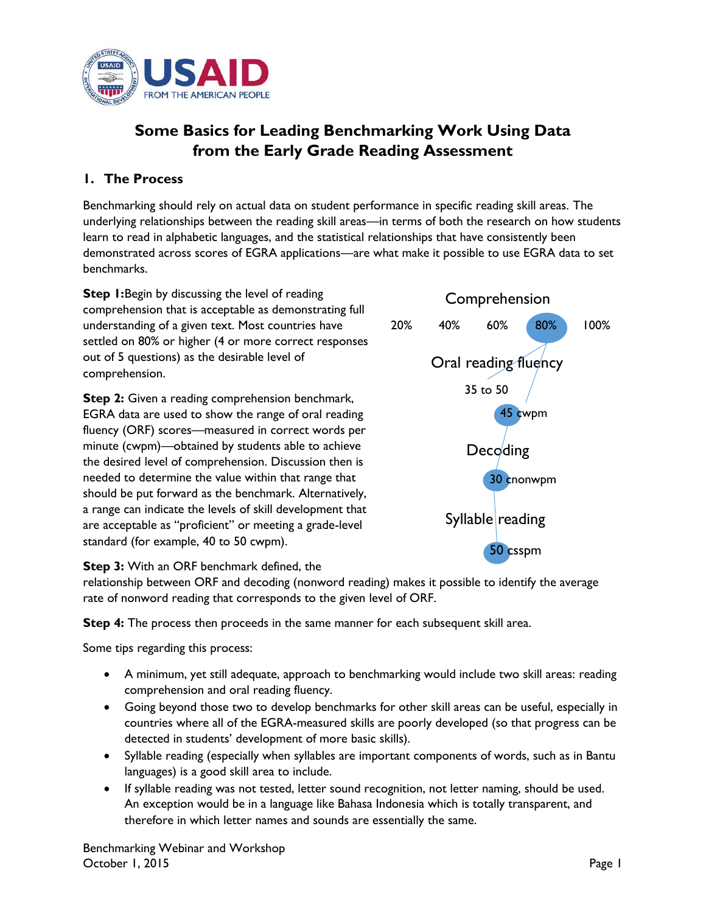# Some Basics for Leading Benchmarking Work Using Data from the Early Grade Reading Assessment

## 1. The Process

Benchmarking should rely on actual data on student performance in specific reading skill areas. The underlying relationships between the reading skill areas—in terms of both the research on how students learn to read in alphabetic languages, and the statistical relationships that have consistently been demonstrated across scores of EGRA applications—are what make it possible to use EGRA data to set benchmarks.

**Step 1:** Begin by discussing the level of reading comprehension that is acceptable as demonstrating full understanding of a given text. Most countries have settled on 80% or higher (4 or more correct responses out of 5 questions) as the desirable level of comprehension.

**Step 2:** Given a reading comprehension benchmark, EGRA data are used to show the range of oral reading fluency (ORF) scores—measured in correct words per minute (cwpm)—obtained by students able to achieve the desired level of comprehension. Discussion then is needed to determine the value within that range that should be put forward as the benchmark. Alternatively, a range can indicate the levels of skill development that are acceptable as "proficient" or meeting a grade-level standard (for example, 40 to 50 cwpm).

Comprehension

20% 40% 60% **80%** 100%

Oral reading fluency

35 to 50

**45** cwpm

Decoding

**30** cnonwpm

Syllable reading

**50** csspm

**Step 3:** With an ORF benchmark defined, the relationship between ORF and decoding (nonword reading) makes it possible to identify the average rate of nonword reading that corresponds to the given level of ORF.

**Step 4:** The process then proceeds in the same manner for each subsequent skill area.

Some tips regarding this process:

- A minimum, yet still adequate, approach to benchmarking would include two skill areas: reading comprehension and oral reading fluency.
- Going beyond those two to develop benchmarks for other skill areas can be useful, especially in countries where all of the EGRA-measured skills are poorly developed (so that progress can be detected in students' development of more basic skills).
- Syllable reading (especially when syllables are important components of words, such as in Bantu languages) is a good skill area to include.
- If syllable reading was not tested, letter sound recognition, not letter naming, should be used. An exception would be in a language like Bahasa Indonesia which is totally transparent, and therefore in which letter names and sounds are essentially the same.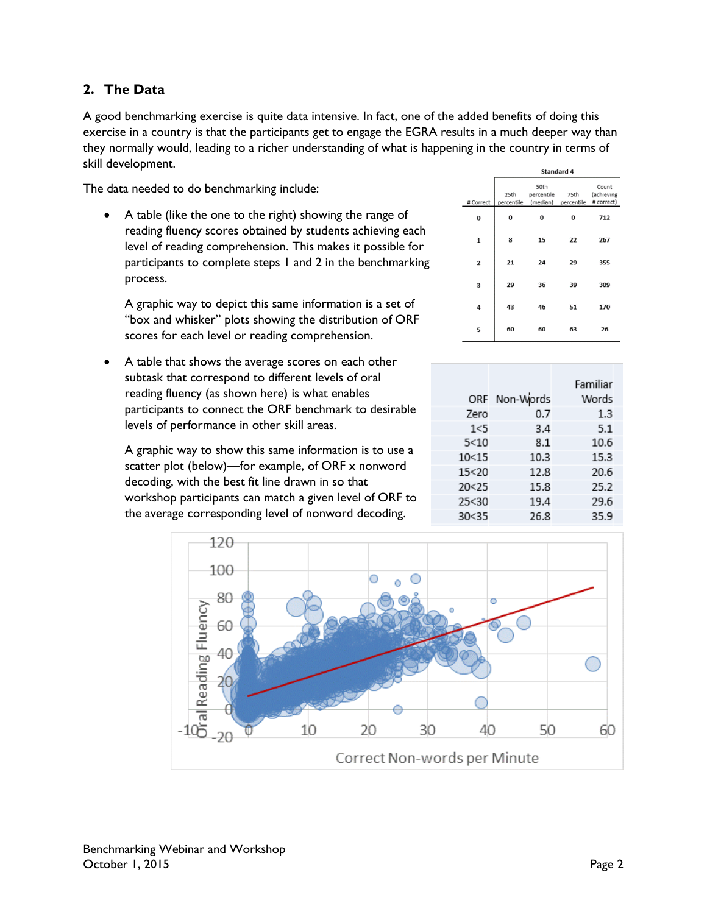## 2. The Data

A good benchmarking exercise is quite data intensive. In fact, one of the added benefits of doing this exercise in a country is that the participants get to engage the EGRA results in a much deeper way than they normally would, leading to a richer understanding of what is happening in the country in terms of skill development.

The data needed to do benchmarking include:

- A table (like the one to the right) showing the range of reading fluency scores obtained by students achieving each level of reading comprehension. This makes it possible for participants to complete steps 1 and 2 in the benchmarking process.

  A graphic way to depict this same information is a set of "box and whisker" plots showing the distribution of ORF scores for each level or reading comprehension.

| Standard 4 | | | | |
|---|---|---|---|---|
| # Correct | 25th percentile | 50th percentile (median) | 75th percentile | Count (achieving # correct) |
| 0 | 0 | 0 | 0 | 712 |
| 1 | 8 | 15 | 22 | 267 |
| 2 | 21 | 24 | 29 | 355 |
| 3 | 29 | 36 | 39 | 309 |
| 4 | 43 | 46 | 51 | 170 |
| 5 | 60 | 60 | 63 | 26 |

- A table that shows the average scores on each other subtask that correspond to different levels of oral reading fluency (as shown here) is what enables participants to connect the ORF benchmark to desirable levels of performance in other skill areas.

  A graphic way to show this same information is to use a scatter plot (below)—for example, of ORF x nonword decoding, with the best fit line drawn in so that workshop participants can match a given level of ORF to the average corresponding level of nonword decoding.

| ORF | Non-Words | Familiar Words |
|---|---|---|
| Zero | 0.7 | 1.3 |
| 1<5 | 3.4 | 5.1 |
| 5<10 | 8.1 | 10.6 |
| 10<15 | 10.3 | 15.3 |
| 15<20 | 12.8 | 20.6 |
| 20<25 | 15.8 | 25.2 |
| 25<30 | 19.4 | 29.6 |
| 30<35 | 26.8 | 35.9 |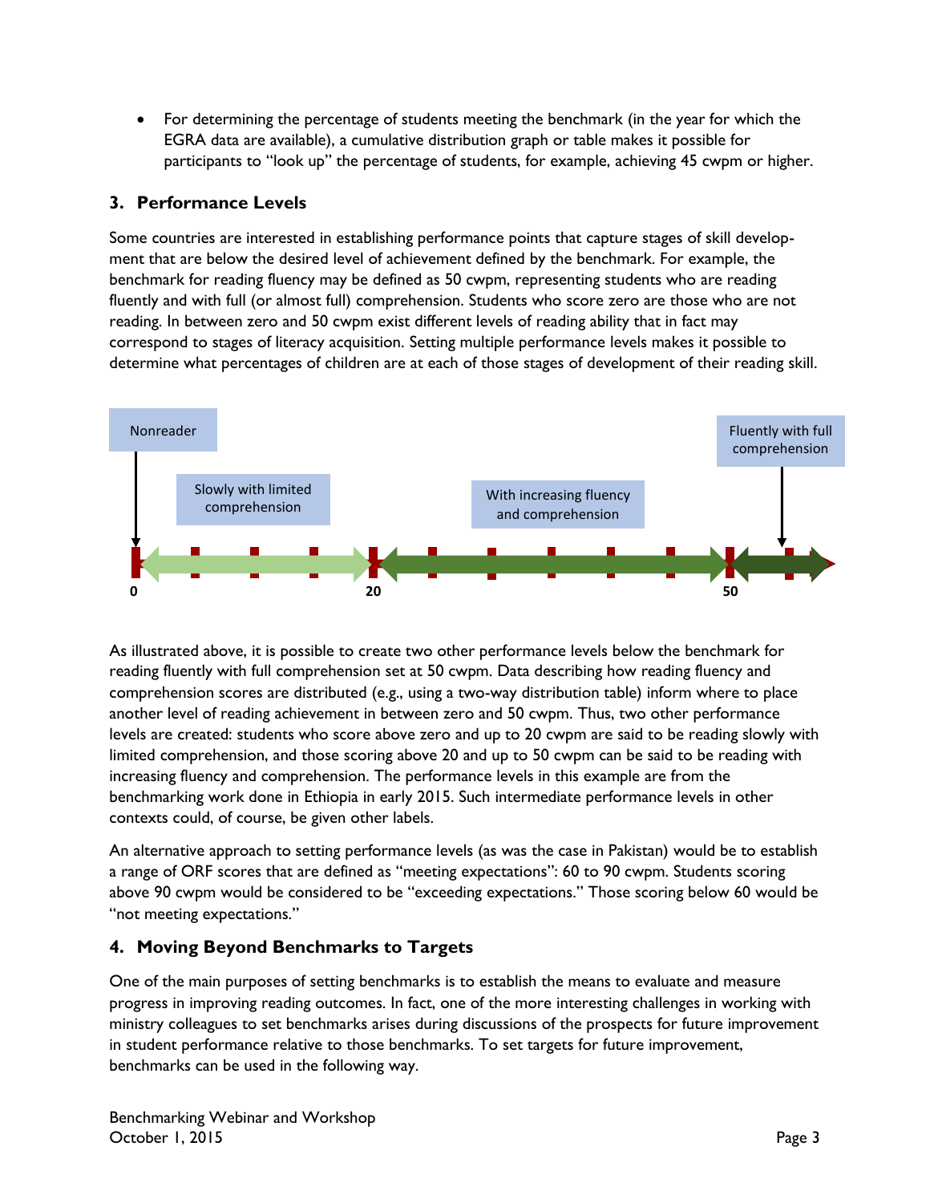- For determining the percentage of students meeting the benchmark (in the year for which the EGRA data are available), a cumulative distribution graph or table makes it possible for participants to "look up" the percentage of students, for example, achieving 45 cwpm or higher.

## 3. Performance Levels

Some countries are interested in establishing performance points that capture stages of skill development that are below the desired level of achievement defined by the benchmark. For example, the benchmark for reading fluency may be defined as 50 cwpm, representing students who are reading fluently and with full (or almost full) comprehension. Students who score zero are those who are not reading. In between zero and 50 cwpm exist different levels of reading ability that in fact may correspond to stages of literacy acquisition. Setting multiple performance levels makes it possible to determine what percentages of children are at each of those stages of development of their reading skill.

Nonreader

Slowly with limited comprehension

With increasing fluency and comprehension

Fluently with full comprehension

0 &nbsp;&nbsp; 20 &nbsp;&nbsp; 50

As illustrated above, it is possible to create two other performance levels below the benchmark for reading fluently with full comprehension set at 50 cwpm. Data describing how reading fluency and comprehension scores are distributed (e.g., using a two-way distribution table) inform where to place another level of reading achievement in between zero and 50 cwpm. Thus, two other performance levels are created: students who score above zero and up to 20 cwpm are said to be reading slowly with limited comprehension, and those scoring above 20 and up to 50 cwpm can be said to be reading with increasing fluency and comprehension. The performance levels in this example are from the benchmarking work done in Ethiopia in early 2015. Such intermediate performance levels in other contexts could, of course, be given other labels.

An alternative approach to setting performance levels (as was the case in Pakistan) would be to establish a range of ORF scores that are defined as "meeting expectations": 60 to 90 cwpm. Students scoring above 90 cwpm would be considered to be "exceeding expectations." Those scoring below 60 would be "not meeting expectations."

## 4. Moving Beyond Benchmarks to Targets

One of the main purposes of setting benchmarks is to establish the means to evaluate and measure progress in improving reading outcomes. In fact, one of the more interesting challenges in working with ministry colleagues to set benchmarks arises during discussions of the prospects for future improvement in student performance relative to those benchmarks. To set targets for future improvement, benchmarks can be used in the following way.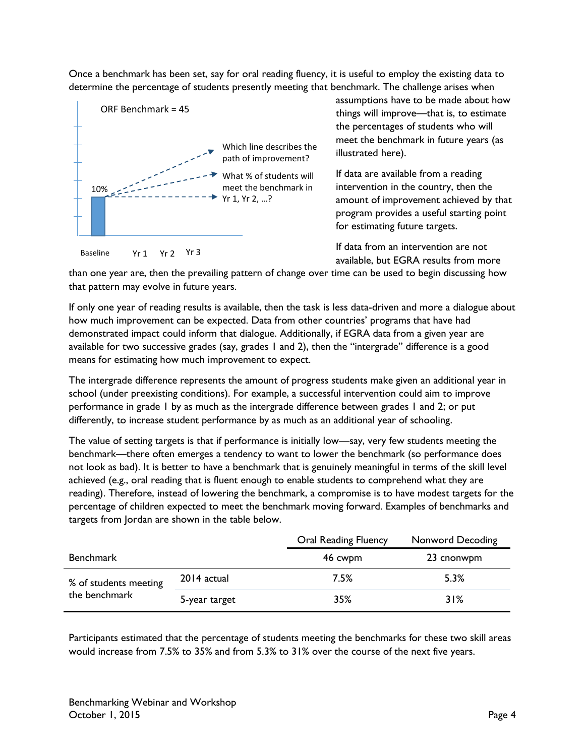Once a benchmark has been set, say for oral reading fluency, it is useful to employ the existing data to determine the percentage of students presently meeting that benchmark. The challenge arises when assumptions have to be made about how things will improve—that is, to estimate the percentages of students who will meet the benchmark in future years (as illustrated here).

ORF Benchmark = 45

10%

Which line describes the path of improvement?

What % of students will meet the benchmark in Yr 1, Yr 2, ...?

Baseline Yr 1 Yr 2 Yr 3

If data are available from a reading intervention in the country, then the amount of improvement achieved by that program provides a useful starting point for estimating future targets.

If data from an intervention are not available, but EGRA results from more than one year are, then the prevailing pattern of change over time can be used to begin discussing how that pattern may evolve in future years.

If only one year of reading results is available, then the task is less data-driven and more a dialogue about how much improvement can be expected. Data from other countries' programs that have had demonstrated impact could inform that dialogue. Additionally, if EGRA data from a given year are available for two successive grades (say, grades 1 and 2), then the "intergrade" difference is a good means for estimating how much improvement to expect.

The intergrade difference represents the amount of progress students make given an additional year in school (under preexisting conditions). For example, a successful intervention could aim to improve performance in grade 1 by as much as the intergrade difference between grades 1 and 2; or put differently, to increase student performance by as much as an additional year of schooling.

The value of setting targets is that if performance is initially low—say, very few students meeting the benchmark—there often emerges a tendency to want to lower the benchmark (so performance does not look as bad). It is better to have a benchmark that is genuinely meaningful in terms of the skill level achieved (e.g., oral reading that is fluent enough to enable students to comprehend what they are reading). Therefore, instead of lowering the benchmark, a compromise is to have modest targets for the percentage of children expected to meet the benchmark moving forward. Examples of benchmarks and targets from Jordan are shown in the table below.

| | | Oral Reading Fluency | Nonword Decoding |
|---|---|---|---|
| Benchmark | | 46 cwpm | 23 cnonwpm |
| % of students meeting the benchmark | 2014 actual | 7.5% | 5.3% |
| | 5-year target | 35% | 31% |

Participants estimated that the percentage of students meeting the benchmarks for these two skill areas would increase from 7.5% to 35% and from 5.3% to 31% over the course of the next five years.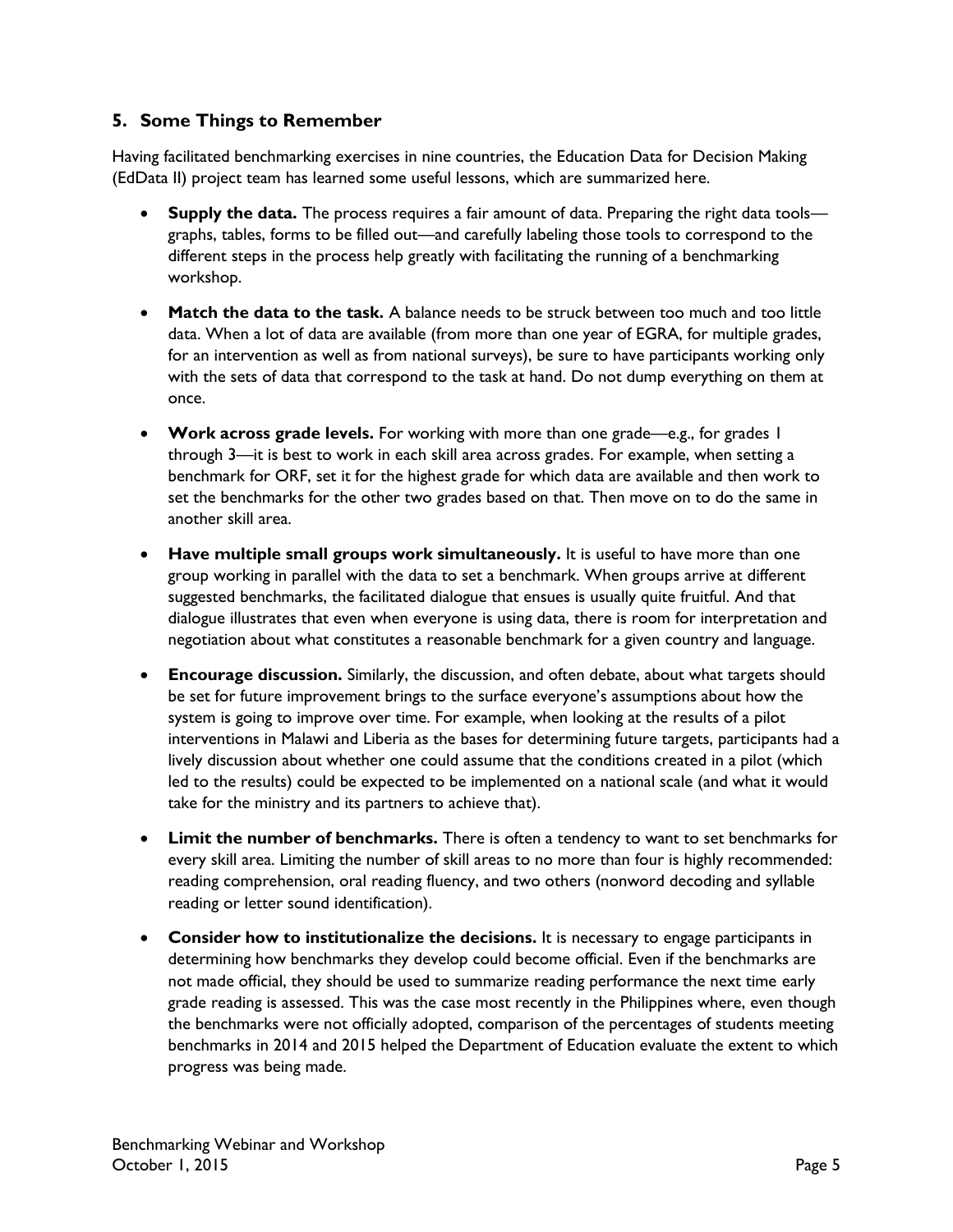## 5. Some Things to Remember

Having facilitated benchmarking exercises in nine countries, the Education Data for Decision Making (EdData II) project team has learned some useful lessons, which are summarized here.

- **Supply the data.** The process requires a fair amount of data. Preparing the right data tools—graphs, tables, forms to be filled out—and carefully labeling those tools to correspond to the different steps in the process help greatly with facilitating the running of a benchmarking workshop.
- **Match the data to the task.** A balance needs to be struck between too much and too little data. When a lot of data are available (from more than one year of EGRA, for multiple grades, for an intervention as well as from national surveys), be sure to have participants working only with the sets of data that correspond to the task at hand. Do not dump everything on them at once.
- **Work across grade levels.** For working with more than one grade—e.g., for grades 1 through 3—it is best to work in each skill area across grades. For example, when setting a benchmark for ORF, set it for the highest grade for which data are available and then work to set the benchmarks for the other two grades based on that. Then move on to do the same in another skill area.
- **Have multiple small groups work simultaneously.** It is useful to have more than one group working in parallel with the data to set a benchmark. When groups arrive at different suggested benchmarks, the facilitated dialogue that ensues is usually quite fruitful. And that dialogue illustrates that even when everyone is using data, there is room for interpretation and negotiation about what constitutes a reasonable benchmark for a given country and language.
- **Encourage discussion.** Similarly, the discussion, and often debate, about what targets should be set for future improvement brings to the surface everyone's assumptions about how the system is going to improve over time. For example, when looking at the results of a pilot interventions in Malawi and Liberia as the bases for determining future targets, participants had a lively discussion about whether one could assume that the conditions created in a pilot (which led to the results) could be expected to be implemented on a national scale (and what it would take for the ministry and its partners to achieve that).
- **Limit the number of benchmarks.** There is often a tendency to want to set benchmarks for every skill area. Limiting the number of skill areas to no more than four is highly recommended: reading comprehension, oral reading fluency, and two others (nonword decoding and syllable reading or letter sound identification).
- **Consider how to institutionalize the decisions.** It is necessary to engage participants in determining how benchmarks they develop could become official. Even if the benchmarks are not made official, they should be used to summarize reading performance the next time early grade reading is assessed. This was the case most recently in the Philippines where, even though the benchmarks were not officially adopted, comparison of the percentages of students meeting benchmarks in 2014 and 2015 helped the Department of Education evaluate the extent to which progress was being made.